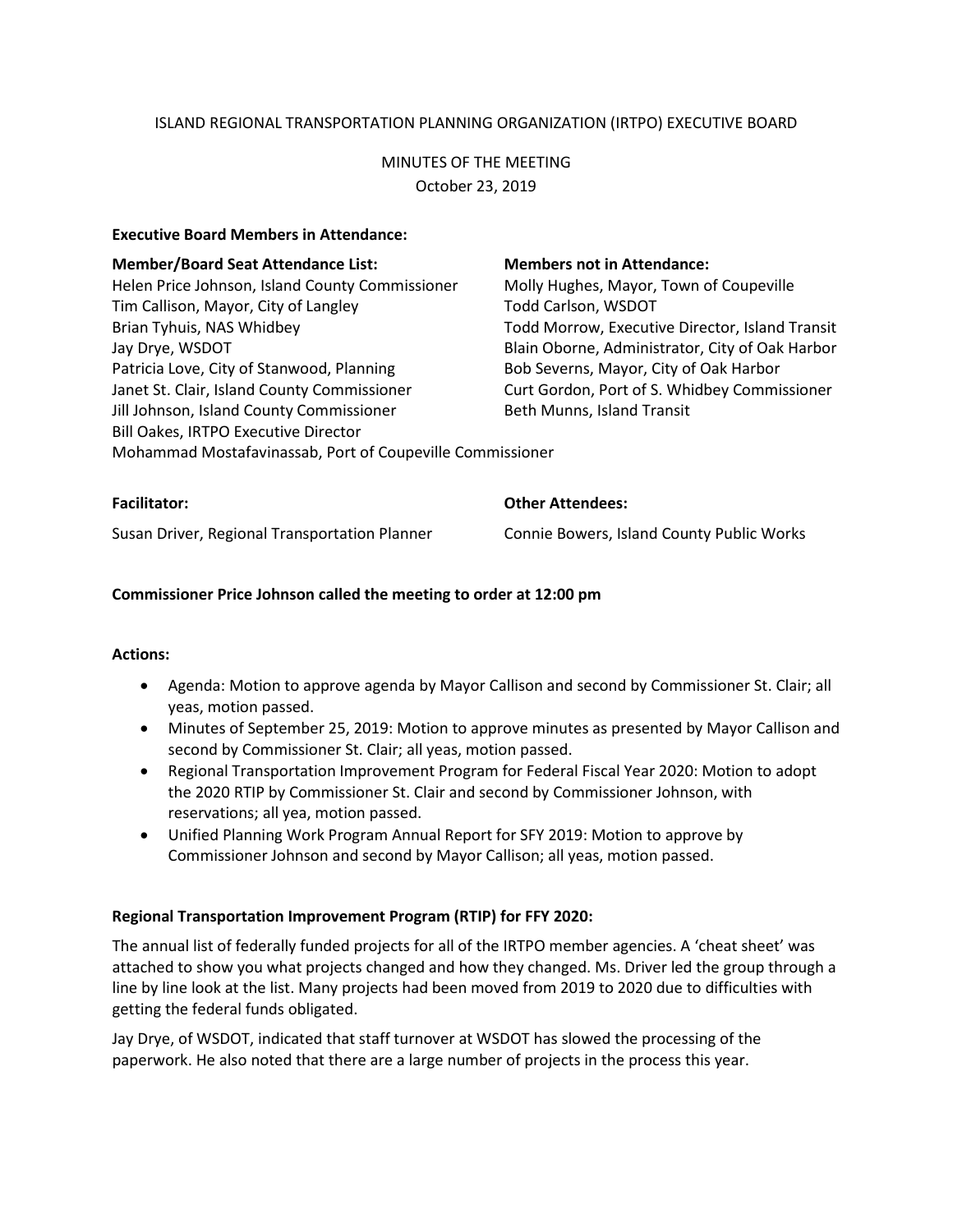ISLAND REGIONAL TRANSPORTATION PLANNING ORGANIZATION (IRTPO) EXECUTIVE BOARD

MINUTES OF THE MEETING
October 23, 2019

**Executive Board Members in Attendance:**

| **Member/Board Seat Attendance List:** | **Members not in Attendance:** |
|---|---|
| Helen Price Johnson, Island County Commissioner | Molly Hughes, Mayor, Town of Coupeville |
| Tim Callison, Mayor, City of Langley | Todd Carlson, WSDOT |
| Brian Tyhuis, NAS Whidbey | Todd Morrow, Executive Director, Island Transit |
| Jay Drye, WSDOT | Blain Oborne, Administrator, City of Oak Harbor |
| Patricia Love, City of Stanwood, Planning | Bob Severns, Mayor, City of Oak Harbor |
| Janet St. Clair, Island County Commissioner | Curt Gordon, Port of S. Whidbey Commissioner |
| Jill Johnson, Island County Commissioner | Beth Munns, Island Transit |
| Bill Oakes, IRTPO Executive Director | |
| Mohammad Mostafavinassab, Port of Coupeville Commissioner | |

| **Facilitator:** | **Other Attendees:** |
|---|---|
| Susan Driver, Regional Transportation Planner | Connie Bowers, Island County Public Works |

**Commissioner Price Johnson called the meeting to order at 12:00 pm**

**Actions:**

- Agenda: Motion to approve agenda by Mayor Callison and second by Commissioner St. Clair; all yeas, motion passed.
- Minutes of September 25, 2019: Motion to approve minutes as presented by Mayor Callison and second by Commissioner St. Clair; all yeas, motion passed.
- Regional Transportation Improvement Program for Federal Fiscal Year 2020: Motion to adopt the 2020 RTIP by Commissioner St. Clair and second by Commissioner Johnson, with reservations; all yea, motion passed.
- Unified Planning Work Program Annual Report for SFY 2019: Motion to approve by Commissioner Johnson and second by Mayor Callison; all yeas, motion passed.

**Regional Transportation Improvement Program (RTIP) for FFY 2020:**

The annual list of federally funded projects for all of the IRTPO member agencies. A 'cheat sheet' was attached to show you what projects changed and how they changed. Ms. Driver led the group through a line by line look at the list. Many projects had been moved from 2019 to 2020 due to difficulties with getting the federal funds obligated.

Jay Drye, of WSDOT, indicated that staff turnover at WSDOT has slowed the processing of the paperwork. He also noted that there are a large number of projects in the process this year.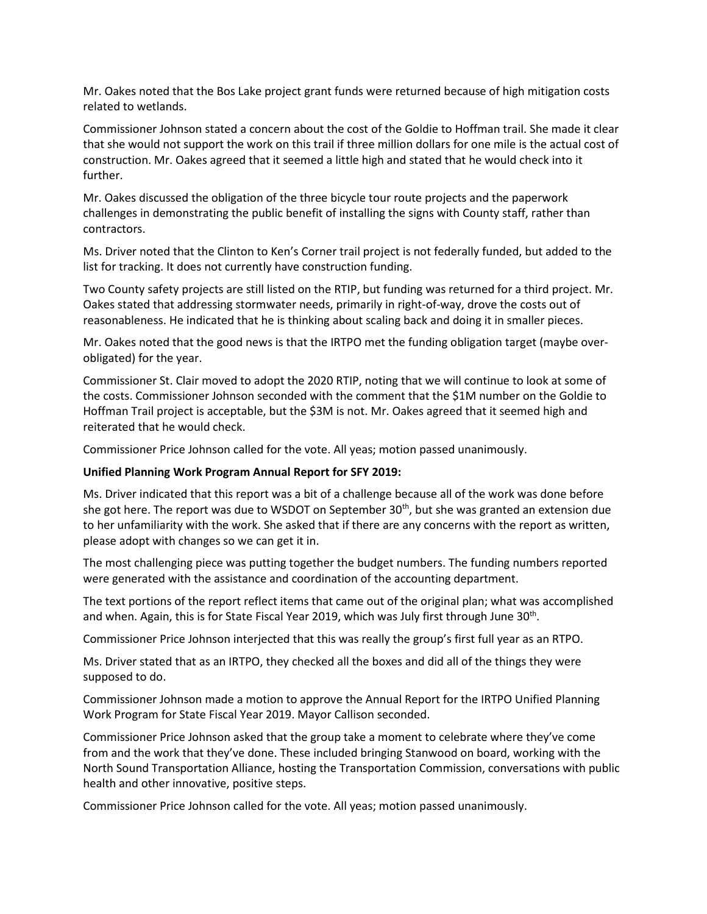Mr. Oakes noted that the Bos Lake project grant funds were returned because of high mitigation costs related to wetlands.

Commissioner Johnson stated a concern about the cost of the Goldie to Hoffman trail. She made it clear that she would not support the work on this trail if three million dollars for one mile is the actual cost of construction. Mr. Oakes agreed that it seemed a little high and stated that he would check into it further.

Mr. Oakes discussed the obligation of the three bicycle tour route projects and the paperwork challenges in demonstrating the public benefit of installing the signs with County staff, rather than contractors.

Ms. Driver noted that the Clinton to Ken's Corner trail project is not federally funded, but added to the list for tracking. It does not currently have construction funding.

Two County safety projects are still listed on the RTIP, but funding was returned for a third project. Mr. Oakes stated that addressing stormwater needs, primarily in right-of-way, drove the costs out of reasonableness. He indicated that he is thinking about scaling back and doing it in smaller pieces.

Mr. Oakes noted that the good news is that the IRTPO met the funding obligation target (maybe over-obligated) for the year.

Commissioner St. Clair moved to adopt the 2020 RTIP, noting that we will continue to look at some of the costs. Commissioner Johnson seconded with the comment that the $1M number on the Goldie to Hoffman Trail project is acceptable, but the $3M is not. Mr. Oakes agreed that it seemed high and reiterated that he would check.

Commissioner Price Johnson called for the vote. All yeas; motion passed unanimously.

**Unified Planning Work Program Annual Report for SFY 2019:**

Ms. Driver indicated that this report was a bit of a challenge because all of the work was done before she got here. The report was due to WSDOT on September 30th, but she was granted an extension due to her unfamiliarity with the work. She asked that if there are any concerns with the report as written, please adopt with changes so we can get it in.

The most challenging piece was putting together the budget numbers. The funding numbers reported were generated with the assistance and coordination of the accounting department.

The text portions of the report reflect items that came out of the original plan; what was accomplished and when. Again, this is for State Fiscal Year 2019, which was July first through June 30th.

Commissioner Price Johnson interjected that this was really the group's first full year as an RTPO.

Ms. Driver stated that as an IRTPO, they checked all the boxes and did all of the things they were supposed to do.

Commissioner Johnson made a motion to approve the Annual Report for the IRTPO Unified Planning Work Program for State Fiscal Year 2019. Mayor Callison seconded.

Commissioner Price Johnson asked that the group take a moment to celebrate where they've come from and the work that they've done. These included bringing Stanwood on board, working with the North Sound Transportation Alliance, hosting the Transportation Commission, conversations with public health and other innovative, positive steps.

Commissioner Price Johnson called for the vote. All yeas; motion passed unanimously.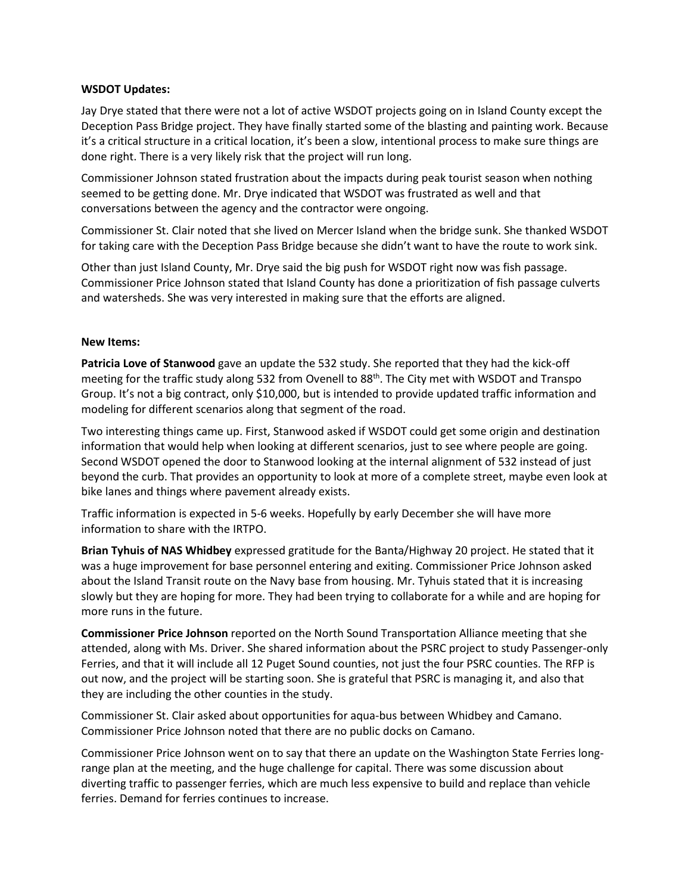**WSDOT Updates:**

Jay Drye stated that there were not a lot of active WSDOT projects going on in Island County except the Deception Pass Bridge project. They have finally started some of the blasting and painting work. Because it's a critical structure in a critical location, it's been a slow, intentional process to make sure things are done right. There is a very likely risk that the project will run long.

Commissioner Johnson stated frustration about the impacts during peak tourist season when nothing seemed to be getting done. Mr. Drye indicated that WSDOT was frustrated as well and that conversations between the agency and the contractor were ongoing.

Commissioner St. Clair noted that she lived on Mercer Island when the bridge sunk. She thanked WSDOT for taking care with the Deception Pass Bridge because she didn't want to have the route to work sink.

Other than just Island County, Mr. Drye said the big push for WSDOT right now was fish passage. Commissioner Price Johnson stated that Island County has done a prioritization of fish passage culverts and watersheds. She was very interested in making sure that the efforts are aligned.

**New Items:**

**Patricia Love of Stanwood** gave an update the 532 study. She reported that they had the kick-off meeting for the traffic study along 532 from Ovenell to 88th. The City met with WSDOT and Transpo Group. It's not a big contract, only $10,000, but is intended to provide updated traffic information and modeling for different scenarios along that segment of the road.

Two interesting things came up. First, Stanwood asked if WSDOT could get some origin and destination information that would help when looking at different scenarios, just to see where people are going. Second WSDOT opened the door to Stanwood looking at the internal alignment of 532 instead of just beyond the curb. That provides an opportunity to look at more of a complete street, maybe even look at bike lanes and things where pavement already exists.

Traffic information is expected in 5-6 weeks. Hopefully by early December she will have more information to share with the IRTPO.

**Brian Tyhuis of NAS Whidbey** expressed gratitude for the Banta/Highway 20 project. He stated that it was a huge improvement for base personnel entering and exiting. Commissioner Price Johnson asked about the Island Transit route on the Navy base from housing. Mr. Tyhuis stated that it is increasing slowly but they are hoping for more. They had been trying to collaborate for a while and are hoping for more runs in the future.

**Commissioner Price Johnson** reported on the North Sound Transportation Alliance meeting that she attended, along with Ms. Driver. She shared information about the PSRC project to study Passenger-only Ferries, and that it will include all 12 Puget Sound counties, not just the four PSRC counties. The RFP is out now, and the project will be starting soon. She is grateful that PSRC is managing it, and also that they are including the other counties in the study.

Commissioner St. Clair asked about opportunities for aqua-bus between Whidbey and Camano. Commissioner Price Johnson noted that there are no public docks on Camano.

Commissioner Price Johnson went on to say that there an update on the Washington State Ferries long-range plan at the meeting, and the huge challenge for capital. There was some discussion about diverting traffic to passenger ferries, which are much less expensive to build and replace than vehicle ferries. Demand for ferries continues to increase.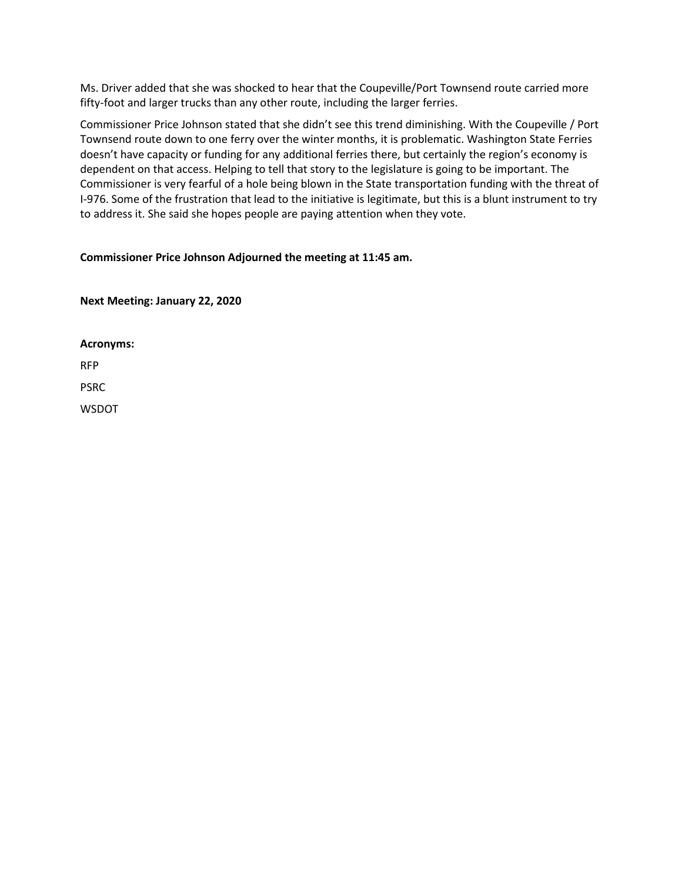Ms. Driver added that she was shocked to hear that the Coupeville/Port Townsend route carried more fifty-foot and larger trucks than any other route, including the larger ferries.

Commissioner Price Johnson stated that she didn't see this trend diminishing. With the Coupeville / Port Townsend route down to one ferry over the winter months, it is problematic. Washington State Ferries doesn't have capacity or funding for any additional ferries there, but certainly the region's economy is dependent on that access. Helping to tell that story to the legislature is going to be important. The Commissioner is very fearful of a hole being blown in the State transportation funding with the threat of I-976. Some of the frustration that lead to the initiative is legitimate, but this is a blunt instrument to try to address it. She said she hopes people are paying attention when they vote.

**Commissioner Price Johnson Adjourned the meeting at 11:45 am.**

**Next Meeting: January 22, 2020**

**Acronyms:**

RFP

PSRC

WSDOT